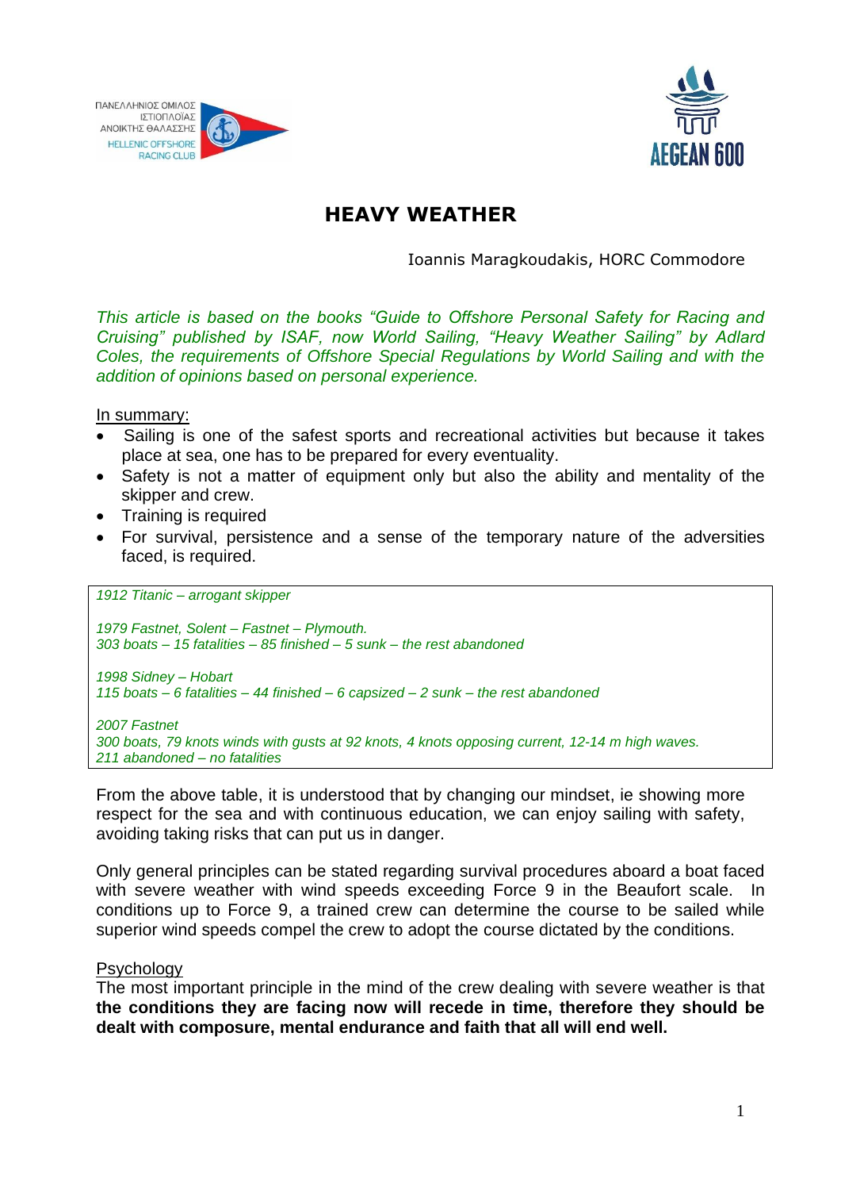# HEAVY WEATHER

Ioannis Maragkoudakis, HORC Commodore

*This article is based on the books "Guide to Offshore Personal Safety for Racing and Cruising" published by ISAF, now World Sailing, "Heavy Weather Sailing" by Adlard Coles, the requirements of Offshore Special Regulations by World Sailing and with the addition of opinions based on personal experience.*

In summary:

- Sailing is one of the safest sports and recreational activities but because it takes place at sea, one has to be prepared for every eventuality.
- Safety is not a matter of equipment only but also the ability and mentality of the skipper and crew.
- Training is required
- For survival, persistence and a sense of the temporary nature of the adversities faced, is required.

*1912 Titanic – arrogant skipper*

*1979 Fastnet, Solent – Fastnet – Plymouth.*
*303 boats – 15 fatalities – 85 finished – 5 sunk – the rest abandoned*

*1998 Sidney – Hobart*
*115 boats – 6 fatalities – 44 finished – 6 capsized – 2 sunk – the rest abandoned*

*2007 Fastnet*
*300 boats, 79 knots winds with gusts at 92 knots, 4 knots opposing current, 12-14 m high waves.*
*211 abandoned – no fatalities*

From the above table, it is understood that by changing our mindset, ie showing more respect for the sea and with continuous education, we can enjoy sailing with safety, avoiding taking risks that can put us in danger.

Only general principles can be stated regarding survival procedures aboard a boat faced with severe weather with wind speeds exceeding Force 9 in the Beaufort scale. In conditions up to Force 9, a trained crew can determine the course to be sailed while superior wind speeds compel the crew to adopt the course dictated by the conditions.

## Psychology

The most important principle in the mind of the crew dealing with severe weather is that **the conditions they are facing now will recede in time, therefore they should be dealt with composure, mental endurance and faith that all will end well.**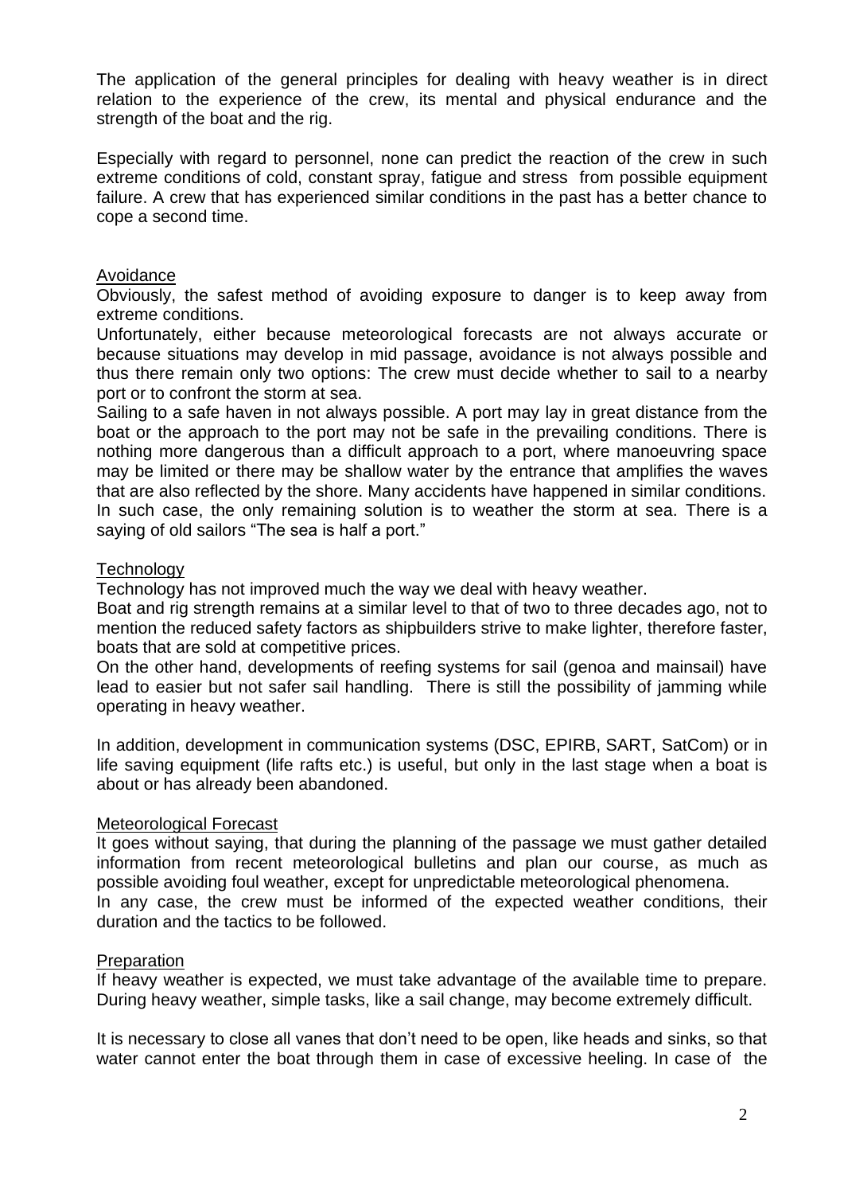The application of the general principles for dealing with heavy weather is in direct relation to the experience of the crew, its mental and physical endurance and the strength of the boat and the rig.

Especially with regard to personnel, none can predict the reaction of the crew in such extreme conditions of cold, constant spray, fatigue and stress from possible equipment failure. A crew that has experienced similar conditions in the past has a better chance to cope a second time.

## Avoidance

Obviously, the safest method of avoiding exposure to danger is to keep away from extreme conditions.

Unfortunately, either because meteorological forecasts are not always accurate or because situations may develop in mid passage, avoidance is not always possible and thus there remain only two options: The crew must decide whether to sail to a nearby port or to confront the storm at sea.

Sailing to a safe haven in not always possible. A port may lay in great distance from the boat or the approach to the port may not be safe in the prevailing conditions. There is nothing more dangerous than a difficult approach to a port, where manoeuvring space may be limited or there may be shallow water by the entrance that amplifies the waves that are also reflected by the shore. Many accidents have happened in similar conditions. In such case, the only remaining solution is to weather the storm at sea. There is a saying of old sailors "The sea is half a port."

## Technology

Technology has not improved much the way we deal with heavy weather.

Boat and rig strength remains at a similar level to that of two to three decades ago, not to mention the reduced safety factors as shipbuilders strive to make lighter, therefore faster, boats that are sold at competitive prices.

On the other hand, developments of reefing systems for sail (genoa and mainsail) have lead to easier but not safer sail handling. There is still the possibility of jamming while operating in heavy weather.

In addition, development in communication systems (DSC, EPIRB, SART, SatCom) or in life saving equipment (life rafts etc.) is useful, but only in the last stage when a boat is about or has already been abandoned.

## Meteorological Forecast

It goes without saying, that during the planning of the passage we must gather detailed information from recent meteorological bulletins and plan our course, as much as possible avoiding foul weather, except for unpredictable meteorological phenomena.

In any case, the crew must be informed of the expected weather conditions, their duration and the tactics to be followed.

## Preparation

If heavy weather is expected, we must take advantage of the available time to prepare. During heavy weather, simple tasks, like a sail change, may become extremely difficult.

It is necessary to close all vanes that don't need to be open, like heads and sinks, so that water cannot enter the boat through them in case of excessive heeling. In case of the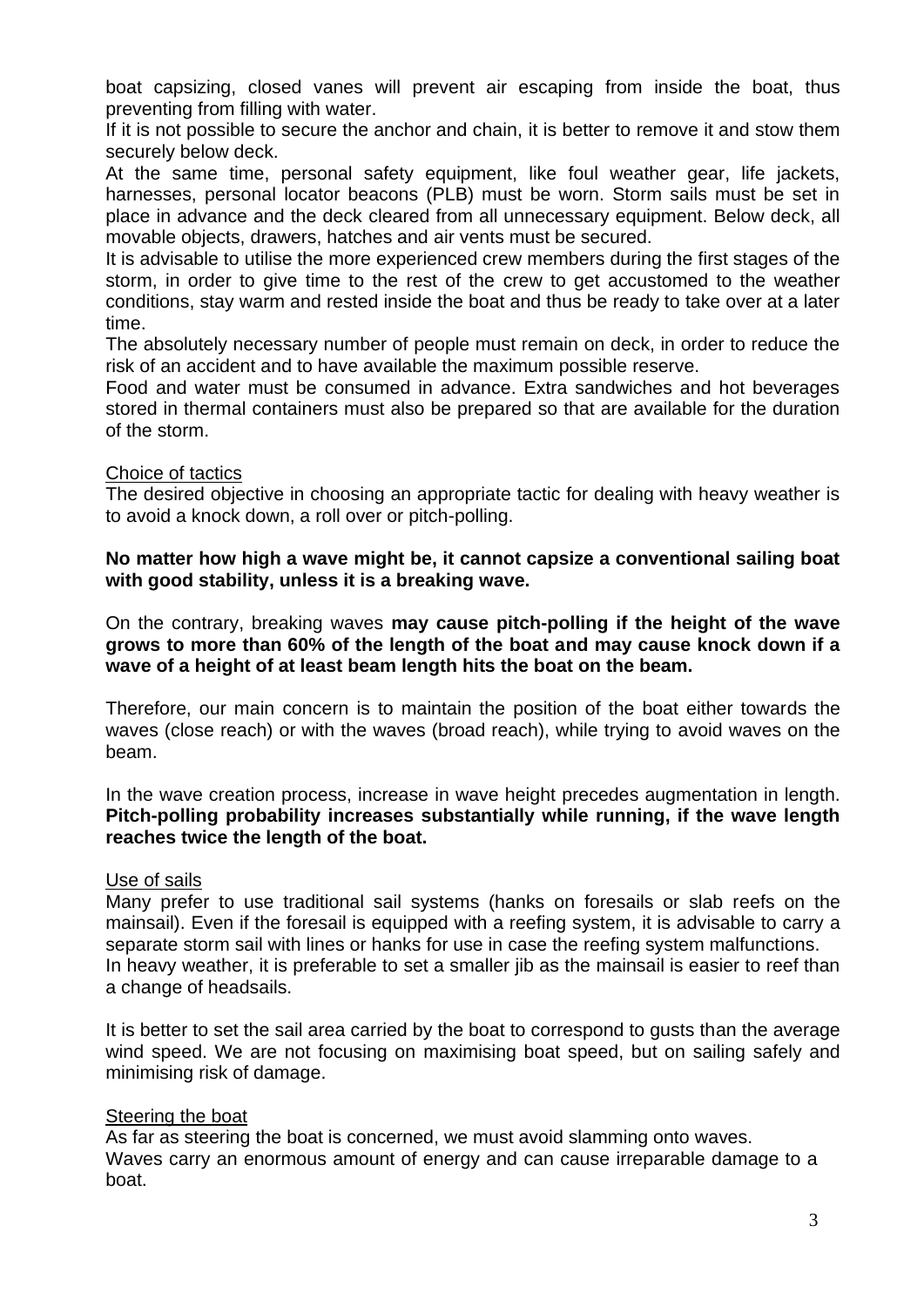boat capsizing, closed vanes will prevent air escaping from inside the boat, thus preventing from filling with water.

If it is not possible to secure the anchor and chain, it is better to remove it and stow them securely below deck.

At the same time, personal safety equipment, like foul weather gear, life jackets, harnesses, personal locator beacons (PLB) must be worn. Storm sails must be set in place in advance and the deck cleared from all unnecessary equipment. Below deck, all movable objects, drawers, hatches and air vents must be secured.

It is advisable to utilise the more experienced crew members during the first stages of the storm, in order to give time to the rest of the crew to get accustomed to the weather conditions, stay warm and rested inside the boat and thus be ready to take over at a later time.

The absolutely necessary number of people must remain on deck, in order to reduce the risk of an accident and to have available the maximum possible reserve.

Food and water must be consumed in advance. Extra sandwiches and hot beverages stored in thermal containers must also be prepared so that are available for the duration of the storm.

Choice of tactics

The desired objective in choosing an appropriate tactic for dealing with heavy weather is to avoid a knock down, a roll over or pitch-polling.

**No matter how high a wave might be, it cannot capsize a conventional sailing boat with good stability, unless it is a breaking wave.**

On the contrary, breaking waves **may cause pitch-polling if the height of the wave grows to more than 60% of the length of the boat and may cause knock down if a wave of a height of at least beam length hits the boat on the beam.**

Therefore, our main concern is to maintain the position of the boat either towards the waves (close reach) or with the waves (broad reach), while trying to avoid waves on the beam.

In the wave creation process, increase in wave height precedes augmentation in length. **Pitch-polling probability increases substantially while running, if the wave length reaches twice the length of the boat.**

Use of sails

Many prefer to use traditional sail systems (hanks on foresails or slab reefs on the mainsail). Even if the foresail is equipped with a reefing system, it is advisable to carry a separate storm sail with lines or hanks for use in case the reefing system malfunctions.

In heavy weather, it is preferable to set a smaller jib as the mainsail is easier to reef than a change of headsails.

It is better to set the sail area carried by the boat to correspond to gusts than the average wind speed. We are not focusing on maximising boat speed, but on sailing safely and minimising risk of damage.

Steering the boat

As far as steering the boat is concerned, we must avoid slamming onto waves.

Waves carry an enormous amount of energy and can cause irreparable damage to a boat.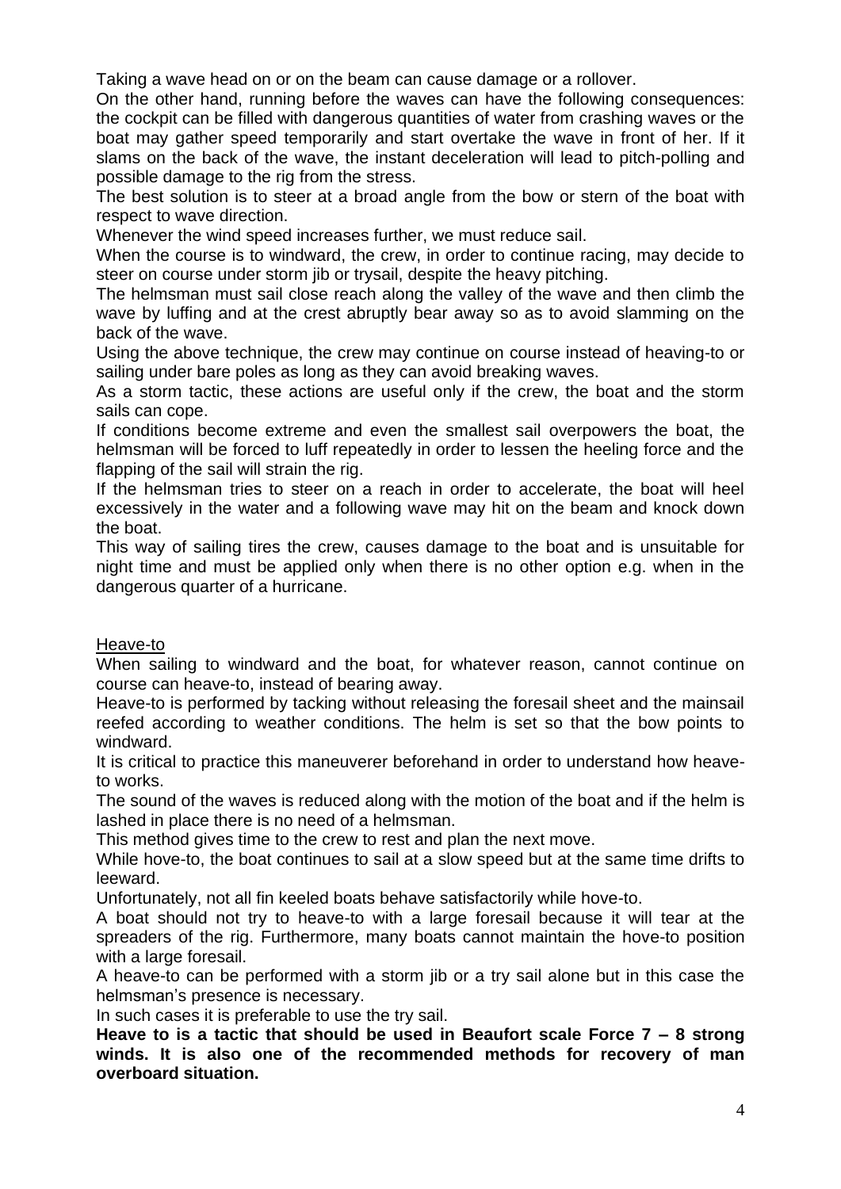Taking a wave head on or on the beam can cause damage or a rollover.

On the other hand, running before the waves can have the following consequences: the cockpit can be filled with dangerous quantities of water from crashing waves or the boat may gather speed temporarily and start overtake the wave in front of her. If it slams on the back of the wave, the instant deceleration will lead to pitch-polling and possible damage to the rig from the stress.

The best solution is to steer at a broad angle from the bow or stern of the boat with respect to wave direction.

Whenever the wind speed increases further, we must reduce sail.

When the course is to windward, the crew, in order to continue racing, may decide to steer on course under storm jib or trysail, despite the heavy pitching.

The helmsman must sail close reach along the valley of the wave and then climb the wave by luffing and at the crest abruptly bear away so as to avoid slamming on the back of the wave.

Using the above technique, the crew may continue on course instead of heaving-to or sailing under bare poles as long as they can avoid breaking waves.

As a storm tactic, these actions are useful only if the crew, the boat and the storm sails can cope.

If conditions become extreme and even the smallest sail overpowers the boat, the helmsman will be forced to luff repeatedly in order to lessen the heeling force and the flapping of the sail will strain the rig.

If the helmsman tries to steer on a reach in order to accelerate, the boat will heel excessively in the water and a following wave may hit on the beam and knock down the boat.

This way of sailing tires the crew, causes damage to the boat and is unsuitable for night time and must be applied only when there is no other option e.g. when in the dangerous quarter of a hurricane.

## Heave-to

When sailing to windward and the boat, for whatever reason, cannot continue on course can heave-to, instead of bearing away.

Heave-to is performed by tacking without releasing the foresail sheet and the mainsail reefed according to weather conditions. The helm is set so that the bow points to windward.

It is critical to practice this maneuverer beforehand in order to understand how heave-to works.

The sound of the waves is reduced along with the motion of the boat and if the helm is lashed in place there is no need of a helmsman.

This method gives time to the crew to rest and plan the next move.

While hove-to, the boat continues to sail at a slow speed but at the same time drifts to leeward.

Unfortunately, not all fin keeled boats behave satisfactorily while hove-to.

A boat should not try to heave-to with a large foresail because it will tear at the spreaders of the rig. Furthermore, many boats cannot maintain the hove-to position with a large foresail.

A heave-to can be performed with a storm jib or a try sail alone but in this case the helmsman's presence is necessary.

In such cases it is preferable to use the try sail.

**Heave to is a tactic that should be used in Beaufort scale Force 7 – 8 strong winds. It is also one of the recommended methods for recovery of man overboard situation.**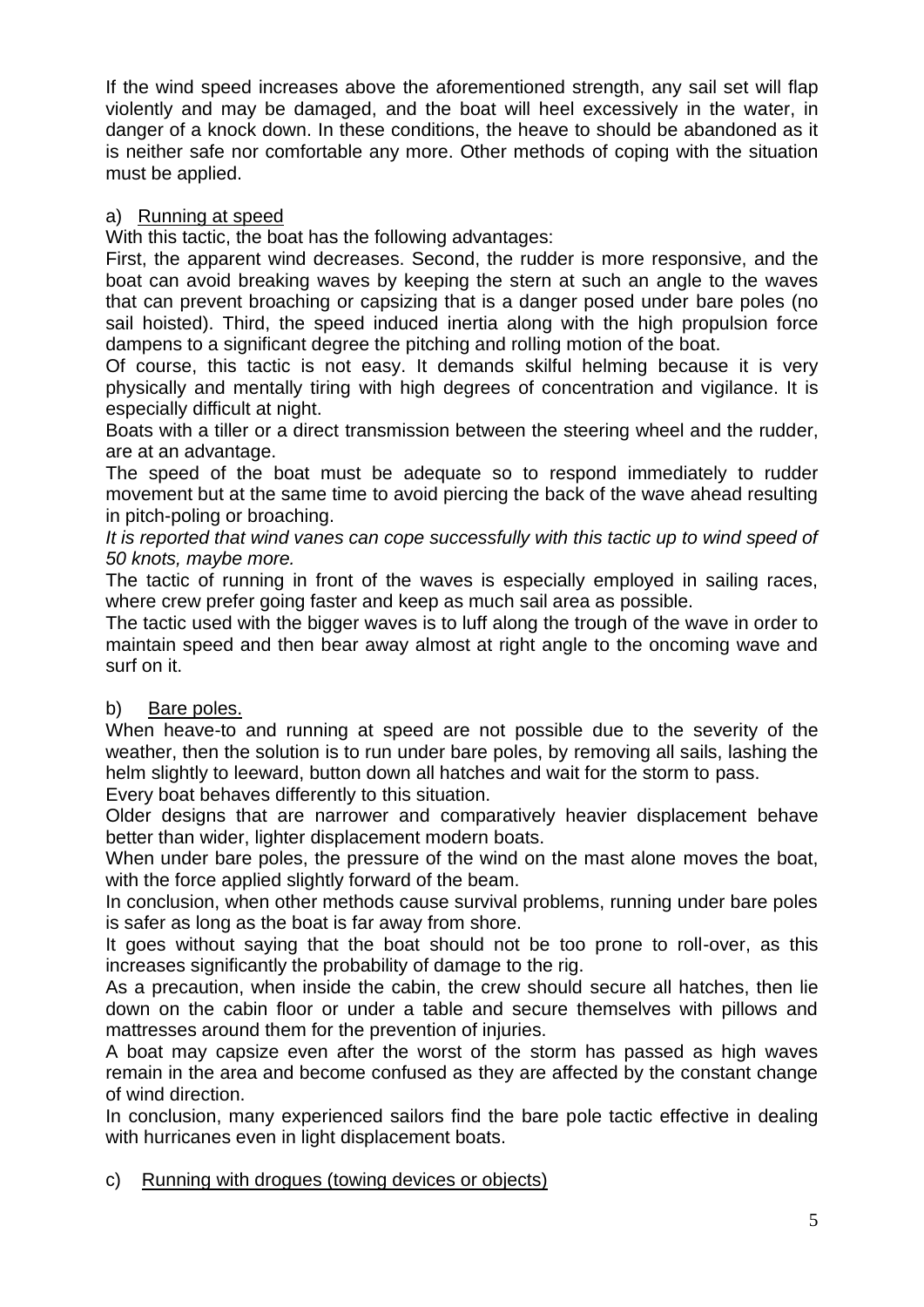If the wind speed increases above the aforementioned strength, any sail set will flap violently and may be damaged, and the boat will heel excessively in the water, in danger of a knock down. In these conditions, the heave to should be abandoned as it is neither safe nor comfortable any more. Other methods of coping with the situation must be applied.

a) Running at speed

With this tactic, the boat has the following advantages:

First, the apparent wind decreases. Second, the rudder is more responsive, and the boat can avoid breaking waves by keeping the stern at such an angle to the waves that can prevent broaching or capsizing that is a danger posed under bare poles (no sail hoisted). Third, the speed induced inertia along with the high propulsion force dampens to a significant degree the pitching and rolling motion of the boat.

Of course, this tactic is not easy. It demands skilful helming because it is very physically and mentally tiring with high degrees of concentration and vigilance. It is especially difficult at night.

Boats with a tiller or a direct transmission between the steering wheel and the rudder, are at an advantage.

The speed of the boat must be adequate so to respond immediately to rudder movement but at the same time to avoid piercing the back of the wave ahead resulting in pitch-poling or broaching.

*It is reported that wind vanes can cope successfully with this tactic up to wind speed of 50 knots, maybe more.*

The tactic of running in front of the waves is especially employed in sailing races, where crew prefer going faster and keep as much sail area as possible.

The tactic used with the bigger waves is to luff along the trough of the wave in order to maintain speed and then bear away almost at right angle to the oncoming wave and surf on it.

b) Bare poles.

When heave-to and running at speed are not possible due to the severity of the weather, then the solution is to run under bare poles, by removing all sails, lashing the helm slightly to leeward, button down all hatches and wait for the storm to pass.

Every boat behaves differently to this situation.

Older designs that are narrower and comparatively heavier displacement behave better than wider, lighter displacement modern boats.

When under bare poles, the pressure of the wind on the mast alone moves the boat, with the force applied slightly forward of the beam.

In conclusion, when other methods cause survival problems, running under bare poles is safer as long as the boat is far away from shore.

It goes without saying that the boat should not be too prone to roll-over, as this increases significantly the probability of damage to the rig.

As a precaution, when inside the cabin, the crew should secure all hatches, then lie down on the cabin floor or under a table and secure themselves with pillows and mattresses around them for the prevention of injuries.

A boat may capsize even after the worst of the storm has passed as high waves remain in the area and become confused as they are affected by the constant change of wind direction.

In conclusion, many experienced sailors find the bare pole tactic effective in dealing with hurricanes even in light displacement boats.

c) Running with drogues (towing devices or objects)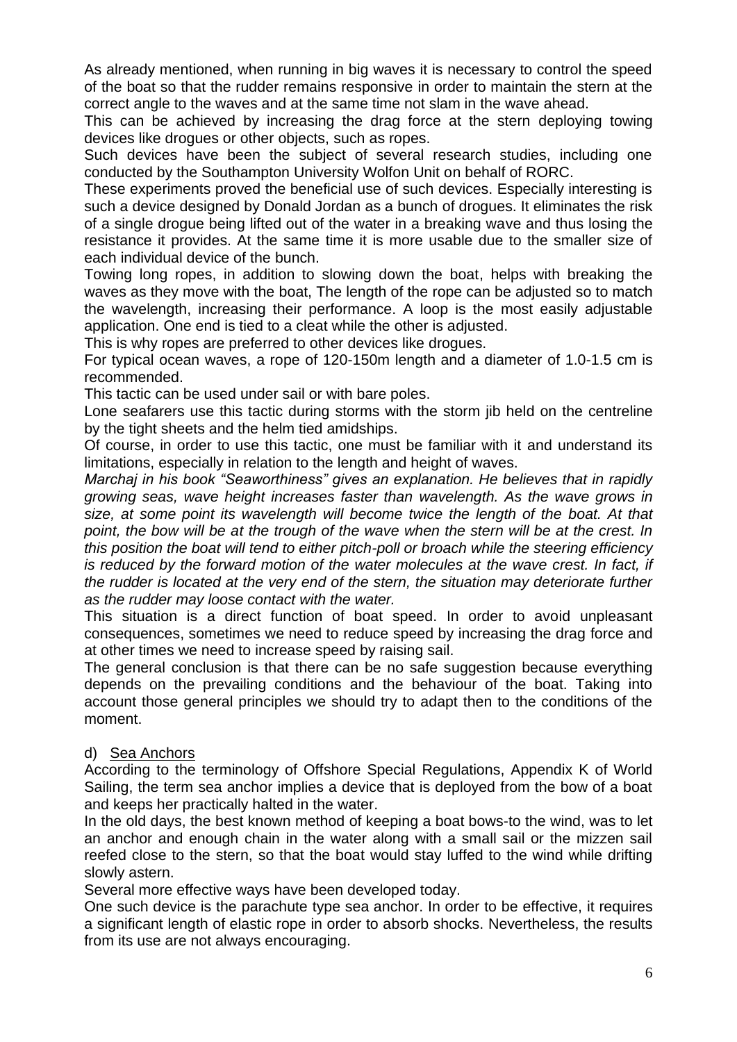As already mentioned, when running in big waves it is necessary to control the speed of the boat so that the rudder remains responsive in order to maintain the stern at the correct angle to the waves and at the same time not slam in the wave ahead.

This can be achieved by increasing the drag force at the stern deploying towing devices like drogues or other objects, such as ropes.

Such devices have been the subject of several research studies, including one conducted by the Southampton University Wolfon Unit on behalf of RORC.

These experiments proved the beneficial use of such devices. Especially interesting is such a device designed by Donald Jordan as a bunch of drogues. It eliminates the risk of a single drogue being lifted out of the water in a breaking wave and thus losing the resistance it provides. At the same time it is more usable due to the smaller size of each individual device of the bunch.

Towing long ropes, in addition to slowing down the boat, helps with breaking the waves as they move with the boat, The length of the rope can be adjusted so to match the wavelength, increasing their performance. A loop is the most easily adjustable application. One end is tied to a cleat while the other is adjusted.

This is why ropes are preferred to other devices like drogues.

For typical ocean waves, a rope of 120-150m length and a diameter of 1.0-1.5 cm is recommended.

This tactic can be used under sail or with bare poles.

Lone seafarers use this tactic during storms with the storm jib held on the centreline by the tight sheets and the helm tied amidships.

Of course, in order to use this tactic, one must be familiar with it and understand its limitations, especially in relation to the length and height of waves.

*Marchaj in his book "Seaworthiness" gives an explanation. He believes that in rapidly growing seas, wave height increases faster than wavelength. As the wave grows in size, at some point its wavelength will become twice the length of the boat. At that point, the bow will be at the trough of the wave when the stern will be at the crest. In this position the boat will tend to either pitch-poll or broach while the steering efficiency is reduced by the forward motion of the water molecules at the wave crest. In fact, if the rudder is located at the very end of the stern, the situation may deteriorate further as the rudder may loose contact with the water.*

This situation is a direct function of boat speed. In order to avoid unpleasant consequences, sometimes we need to reduce speed by increasing the drag force and at other times we need to increase speed by raising sail.

The general conclusion is that there can be no safe suggestion because everything depends on the prevailing conditions and the behaviour of the boat. Taking into account those general principles we should try to adapt then to the conditions of the moment.

d) Sea Anchors

According to the terminology of Offshore Special Regulations, Appendix K of World Sailing, the term sea anchor implies a device that is deployed from the bow of a boat and keeps her practically halted in the water.

In the old days, the best known method of keeping a boat bows-to the wind, was to let an anchor and enough chain in the water along with a small sail or the mizzen sail reefed close to the stern, so that the boat would stay luffed to the wind while drifting slowly astern.

Several more effective ways have been developed today.

One such device is the parachute type sea anchor. In order to be effective, it requires a significant length of elastic rope in order to absorb shocks. Nevertheless, the results from its use are not always encouraging.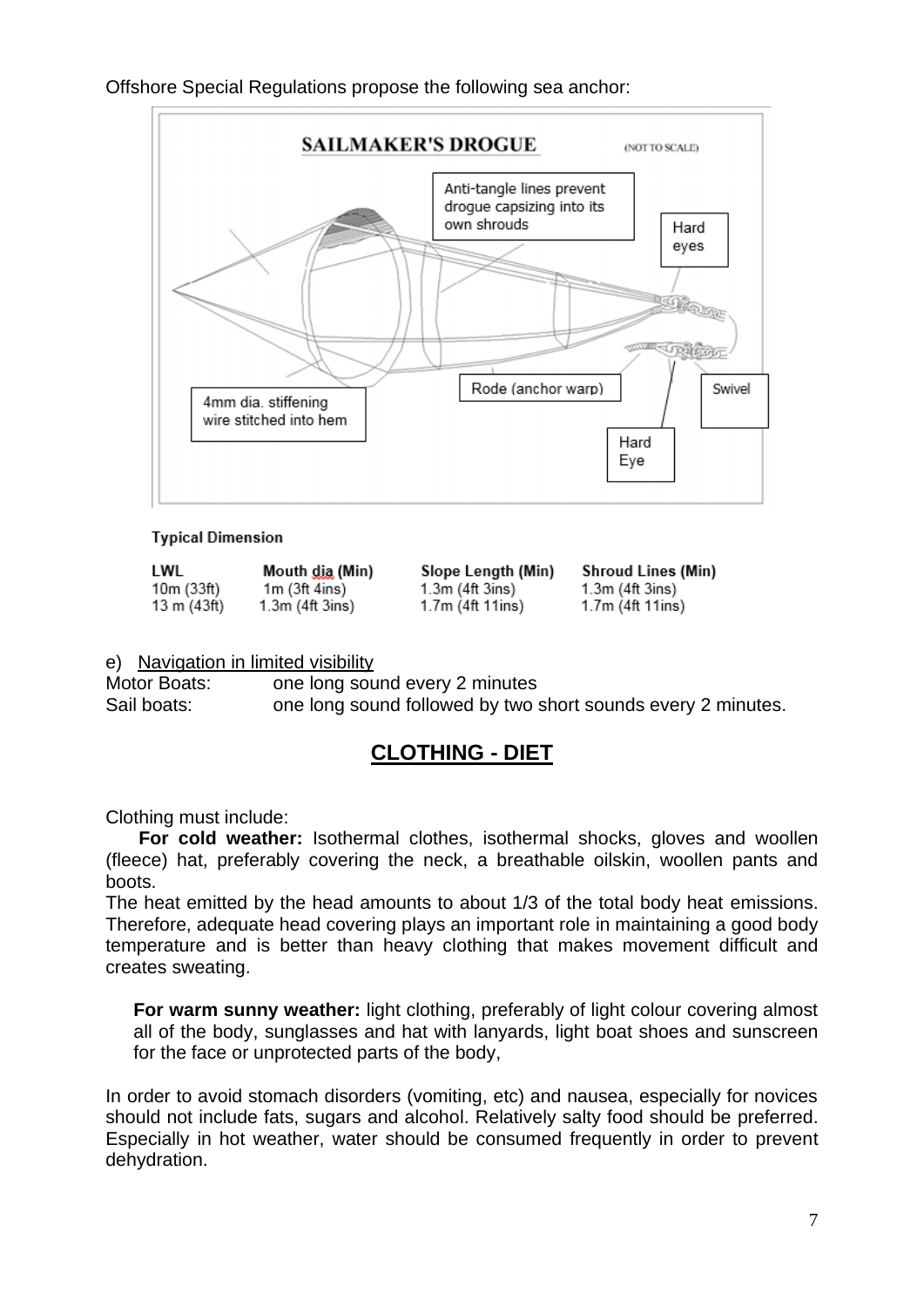Offshore Special Regulations propose the following sea anchor:

**SAILMAKER'S DROGUE** (NOT TO SCALE)

Anti-tangle lines prevent drogue capsizing into its own shrouds

Hard eyes

Rode (anchor warp)

Swivel

4mm dia. stiffening wire stitched into hem

Hard Eye

**Typical Dimension**

| LWL | Mouth dia (Min) | Slope Length (Min) | Shroud Lines (Min) |
|---|---|---|---|
| 10m (33ft) | 1m (3ft 4ins) | 1.3m (4ft 3ins) | 1.3m (4ft 3ins) |
| 13 m (43ft) | 1.3m (4ft 3ins) | 1.7m (4ft 11ins) | 1.7m (4ft 11ins) |

e) Navigation in limited visibility

Motor Boats: one long sound every 2 minutes

Sail boats: one long sound followed by two short sounds every 2 minutes.

## CLOTHING - DIET

Clothing must include:

**For cold weather:** Isothermal clothes, isothermal shocks, gloves and woollen (fleece) hat, preferably covering the neck, a breathable oilskin, woollen pants and boots.

The heat emitted by the head amounts to about 1/3 of the total body heat emissions. Therefore, adequate head covering plays an important role in maintaining a good body temperature and is better than heavy clothing that makes movement difficult and creates sweating.

**For warm sunny weather:** light clothing, preferably of light colour covering almost all of the body, sunglasses and hat with lanyards, light boat shoes and sunscreen for the face or unprotected parts of the body,

In order to avoid stomach disorders (vomiting, etc) and nausea, especially for novices should not include fats, sugars and alcohol. Relatively salty food should be preferred. Especially in hot weather, water should be consumed frequently in order to prevent dehydration.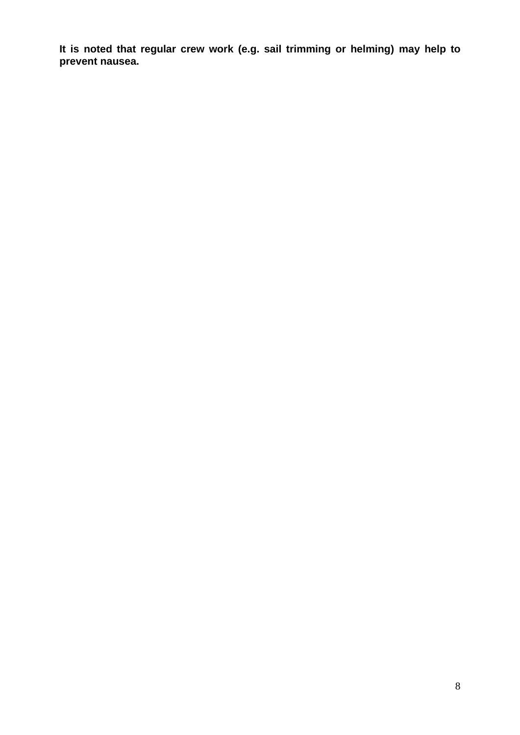**It is noted that regular crew work (e.g. sail trimming or helming) may help to prevent nausea.**